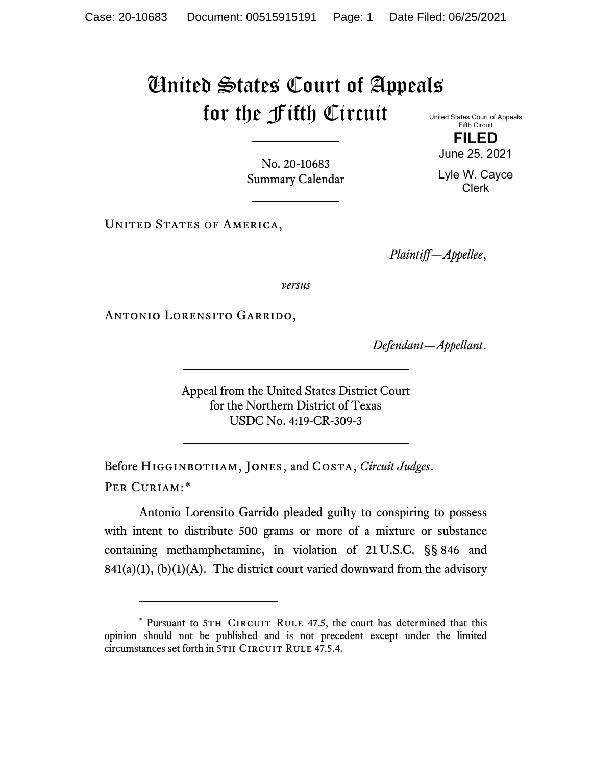# United States Court of Appeals for the Fifth Circuit

United States Court of Appeals
Fifth Circuit

**FILED**

June 25, 2021

Lyle W. Cayce
Clerk

No. 20-10683
Summary Calendar

United States of America,

*Plaintiff—Appellee*,

*versus*

Antonio Lorensito Garrido,

*Defendant—Appellant*.

Appeal from the United States District Court
for the Northern District of Texas
USDC No. 4:19-CR-309-3

Before Higginbotham, Jones, and Costa, *Circuit Judges*.

Per Curiam:*

Antonio Lorensito Garrido pleaded guilty to conspiring to possess with intent to distribute 500 grams or more of a mixture or substance containing methamphetamine, in violation of 21 U.S.C. §§ 846 and 841(a)(1), (b)(1)(A). The district court varied downward from the advisory

---

\* Pursuant to 5th Circuit Rule 47.5, the court has determined that this opinion should not be published and is not precedent except under the limited circumstances set forth in 5th Circuit Rule 47.5.4.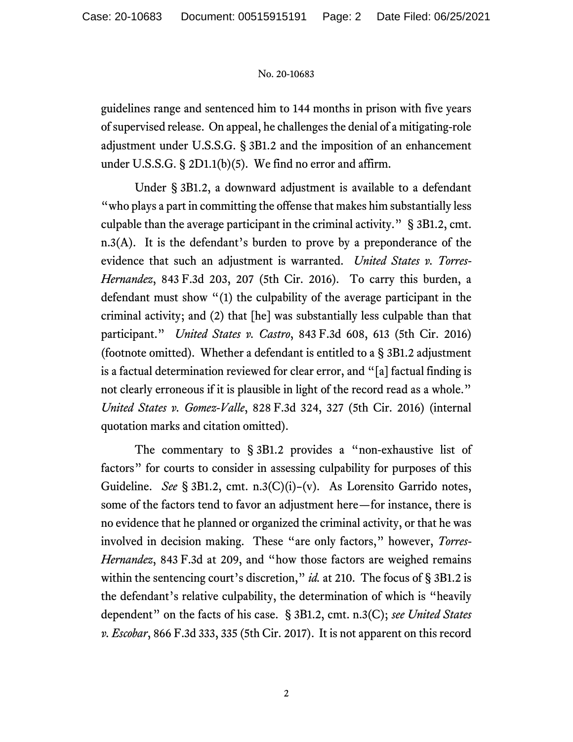guidelines range and sentenced him to 144 months in prison with five years of supervised release. On appeal, he challenges the denial of a mitigating-role adjustment under U.S.S.G. § 3B1.2 and the imposition of an enhancement under U.S.S.G. § 2D1.1(b)(5). We find no error and affirm.

Under § 3B1.2, a downward adjustment is available to a defendant "who plays a part in committing the offense that makes him substantially less culpable than the average participant in the criminal activity." § 3B1.2, cmt. n.3(A). It is the defendant's burden to prove by a preponderance of the evidence that such an adjustment is warranted. *United States v. Torres-Hernandez*, 843 F.3d 203, 207 (5th Cir. 2016). To carry this burden, a defendant must show "(1) the culpability of the average participant in the criminal activity; and (2) that [he] was substantially less culpable than that participant." *United States v. Castro*, 843 F.3d 608, 613 (5th Cir. 2016) (footnote omitted). Whether a defendant is entitled to a § 3B1.2 adjustment is a factual determination reviewed for clear error, and "[a] factual finding is not clearly erroneous if it is plausible in light of the record read as a whole." *United States v. Gomez-Valle*, 828 F.3d 324, 327 (5th Cir. 2016) (internal quotation marks and citation omitted).

The commentary to § 3B1.2 provides a "non-exhaustive list of factors" for courts to consider in assessing culpability for purposes of this Guideline. *See* § 3B1.2, cmt. n.3(C)(i)–(v). As Lorensito Garrido notes, some of the factors tend to favor an adjustment here—for instance, there is no evidence that he planned or organized the criminal activity, or that he was involved in decision making. These "are only factors," however, *Torres-Hernandez*, 843 F.3d at 209, and "how those factors are weighed remains within the sentencing court's discretion," *id.* at 210. The focus of § 3B1.2 is the defendant's relative culpability, the determination of which is "heavily dependent" on the facts of his case. § 3B1.2, cmt. n.3(C); *see United States v. Escobar*, 866 F.3d 333, 335 (5th Cir. 2017). It is not apparent on this record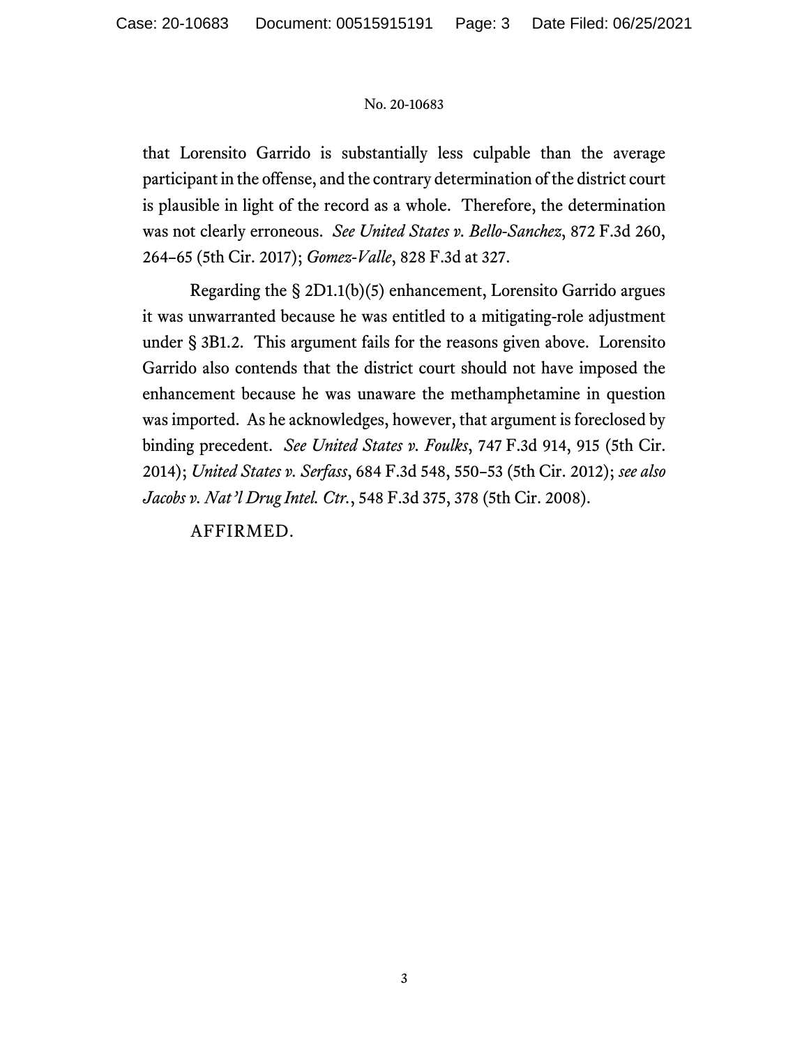that Lorensito Garrido is substantially less culpable than the average participant in the offense, and the contrary determination of the district court is plausible in light of the record as a whole. Therefore, the determination was not clearly erroneous. *See United States v. Bello-Sanchez*, 872 F.3d 260, 264–65 (5th Cir. 2017); *Gomez-Valle*, 828 F.3d at 327.

Regarding the § 2D1.1(b)(5) enhancement, Lorensito Garrido argues it was unwarranted because he was entitled to a mitigating-role adjustment under § 3B1.2. This argument fails for the reasons given above. Lorensito Garrido also contends that the district court should not have imposed the enhancement because he was unaware the methamphetamine in question was imported. As he acknowledges, however, that argument is foreclosed by binding precedent. *See United States v. Foulks*, 747 F.3d 914, 915 (5th Cir. 2014); *United States v. Serfass*, 684 F.3d 548, 550–53 (5th Cir. 2012); *see also Jacobs v. Nat'l Drug Intel. Ctr.*, 548 F.3d 375, 378 (5th Cir. 2008).

AFFIRMED.